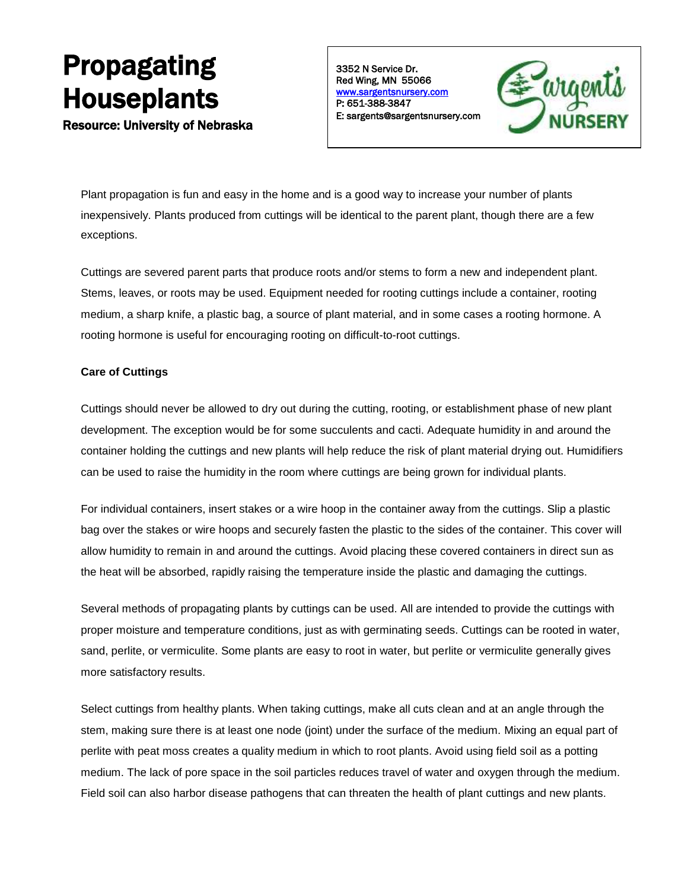# Propagating Houseplants

**Resource: University of Nebraska**

3352 N Service Dr.
Red Wing, MN 55066
www.sargentsnursery.com
P: 651-388-3847
E: sargents@sargentsnursery.com

Sargent's NURSERY

Plant propagation is fun and easy in the home and is a good way to increase your number of plants inexpensively. Plants produced from cuttings will be identical to the parent plant, though there are a few exceptions.

Cuttings are severed parent parts that produce roots and/or stems to form a new and independent plant. Stems, leaves, or roots may be used. Equipment needed for rooting cuttings include a container, rooting medium, a sharp knife, a plastic bag, a source of plant material, and in some cases a rooting hormone. A rooting hormone is useful for encouraging rooting on difficult-to-root cuttings.

**Care of Cuttings**

Cuttings should never be allowed to dry out during the cutting, rooting, or establishment phase of new plant development. The exception would be for some succulents and cacti. Adequate humidity in and around the container holding the cuttings and new plants will help reduce the risk of plant material drying out. Humidifiers can be used to raise the humidity in the room where cuttings are being grown for individual plants.

For individual containers, insert stakes or a wire hoop in the container away from the cuttings. Slip a plastic bag over the stakes or wire hoops and securely fasten the plastic to the sides of the container. This cover will allow humidity to remain in and around the cuttings. Avoid placing these covered containers in direct sun as the heat will be absorbed, rapidly raising the temperature inside the plastic and damaging the cuttings.

Several methods of propagating plants by cuttings can be used. All are intended to provide the cuttings with proper moisture and temperature conditions, just as with germinating seeds. Cuttings can be rooted in water, sand, perlite, or vermiculite. Some plants are easy to root in water, but perlite or vermiculite generally gives more satisfactory results.

Select cuttings from healthy plants. When taking cuttings, make all cuts clean and at an angle through the stem, making sure there is at least one node (joint) under the surface of the medium. Mixing an equal part of perlite with peat moss creates a quality medium in which to root plants. Avoid using field soil as a potting medium. The lack of pore space in the soil particles reduces travel of water and oxygen through the medium. Field soil can also harbor disease pathogens that can threaten the health of plant cuttings and new plants.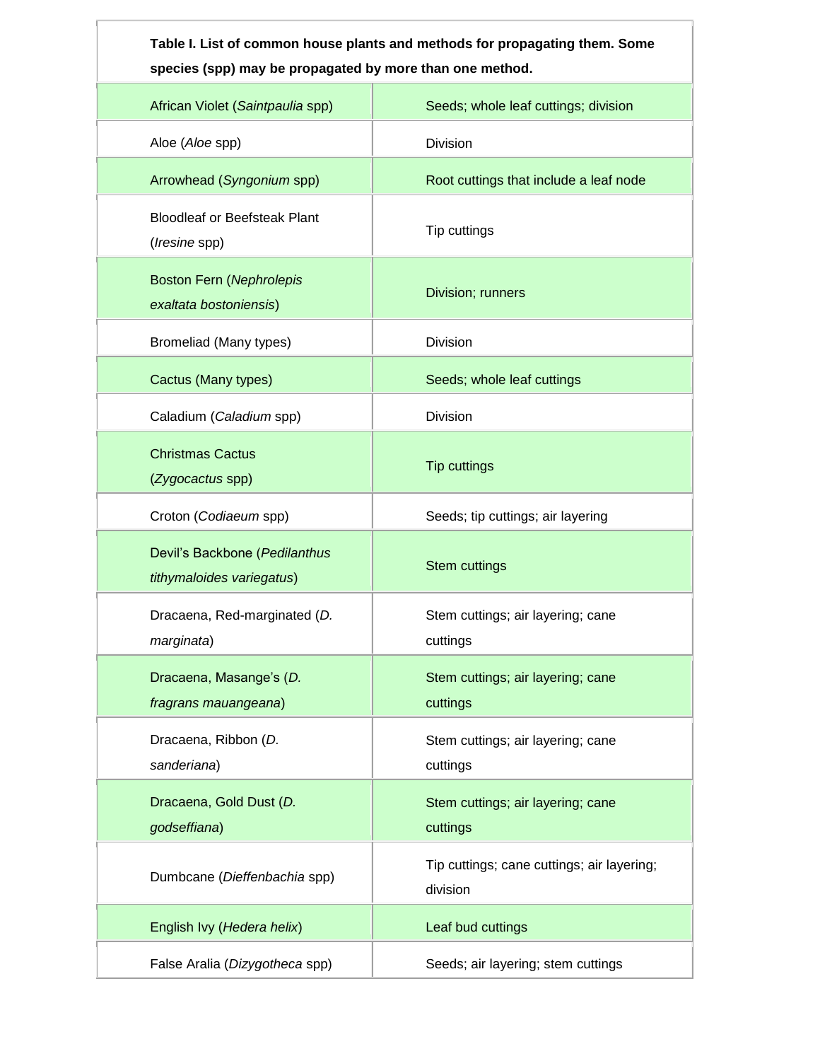**Table I. List of common house plants and methods for propagating them. Some species (spp) may be propagated by more than one method.**

| Plant | Propagation method |
|---|---|
| African Violet (*Saintpaulia* spp) | Seeds; whole leaf cuttings; division |
| Aloe (*Aloe* spp) | Division |
| Arrowhead (*Syngonium* spp) | Root cuttings that include a leaf node |
| Bloodleaf or Beefsteak Plant (*Iresine* spp) | Tip cuttings |
| Boston Fern (*Nephrolepis exaltata bostoniensis*) | Division; runners |
| Bromeliad (Many types) | Division |
| Cactus (Many types) | Seeds; whole leaf cuttings |
| Caladium (*Caladium* spp) | Division |
| Christmas Cactus (*Zygocactus* spp) | Tip cuttings |
| Croton (*Codiaeum* spp) | Seeds; tip cuttings; air layering |
| Devil's Backbone (*Pedilanthus tithymaloides variegatus*) | Stem cuttings |
| Dracaena, Red-marginated (*D. marginata*) | Stem cuttings; air layering; cane cuttings |
| Dracaena, Masange's (*D. fragrans mauangeana*) | Stem cuttings; air layering; cane cuttings |
| Dracaena, Ribbon (*D. sanderiana*) | Stem cuttings; air layering; cane cuttings |
| Dracaena, Gold Dust (*D. godseffiana*) | Stem cuttings; air layering; cane cuttings |
| Dumbcane (*Dieffenbachia* spp) | Tip cuttings; cane cuttings; air layering; division |
| English Ivy (*Hedera helix*) | Leaf bud cuttings |
| False Aralia (*Dizygotheca* spp) | Seeds; air layering; stem cuttings |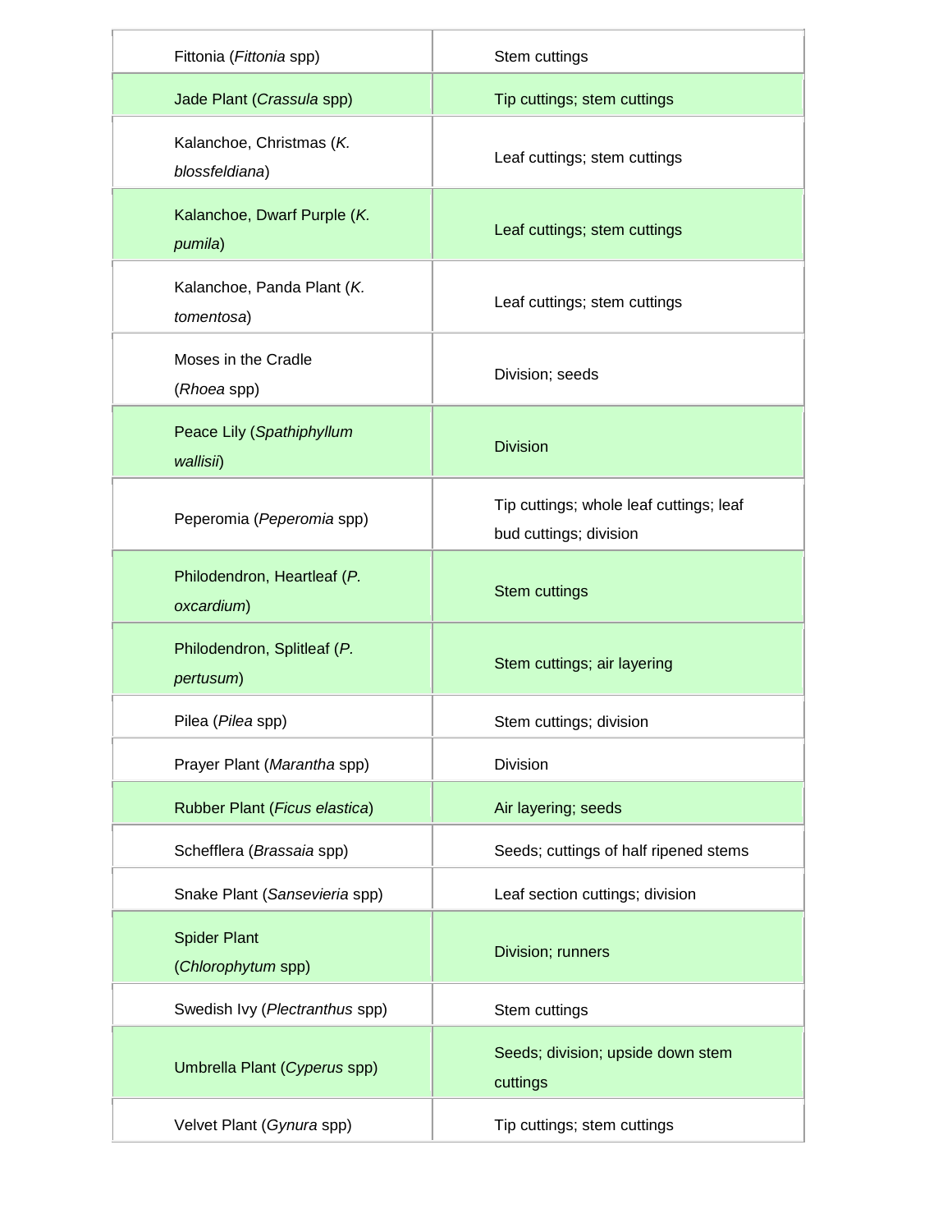| | |
|---|---|
| Fittonia (*Fittonia* spp) | Stem cuttings |
| Jade Plant (*Crassula* spp) | Tip cuttings; stem cuttings |
| Kalanchoe, Christmas (*K. blossfeldiana*) | Leaf cuttings; stem cuttings |
| Kalanchoe, Dwarf Purple (*K. pumila*) | Leaf cuttings; stem cuttings |
| Kalanchoe, Panda Plant (*K. tomentosa*) | Leaf cuttings; stem cuttings |
| Moses in the Cradle (*Rhoea* spp) | Division; seeds |
| Peace Lily (*Spathiphyllum wallisii*) | Division |
| Peperomia (*Peperomia* spp) | Tip cuttings; whole leaf cuttings; leaf bud cuttings; division |
| Philodendron, Heartleaf (*P. oxcardium*) | Stem cuttings |
| Philodendron, Splitleaf (*P. pertusum*) | Stem cuttings; air layering |
| Pilea (*Pilea* spp) | Stem cuttings; division |
| Prayer Plant (*Marantha* spp) | Division |
| Rubber Plant (*Ficus elastica*) | Air layering; seeds |
| Schefflera (*Brassaia* spp) | Seeds; cuttings of half ripened stems |
| Snake Plant (*Sansevieria* spp) | Leaf section cuttings; division |
| Spider Plant (*Chlorophytum* spp) | Division; runners |
| Swedish Ivy (*Plectranthus* spp) | Stem cuttings |
| Umbrella Plant (*Cyperus* spp) | Seeds; division; upside down stem cuttings |
| Velvet Plant (*Gynura* spp) | Tip cuttings; stem cuttings |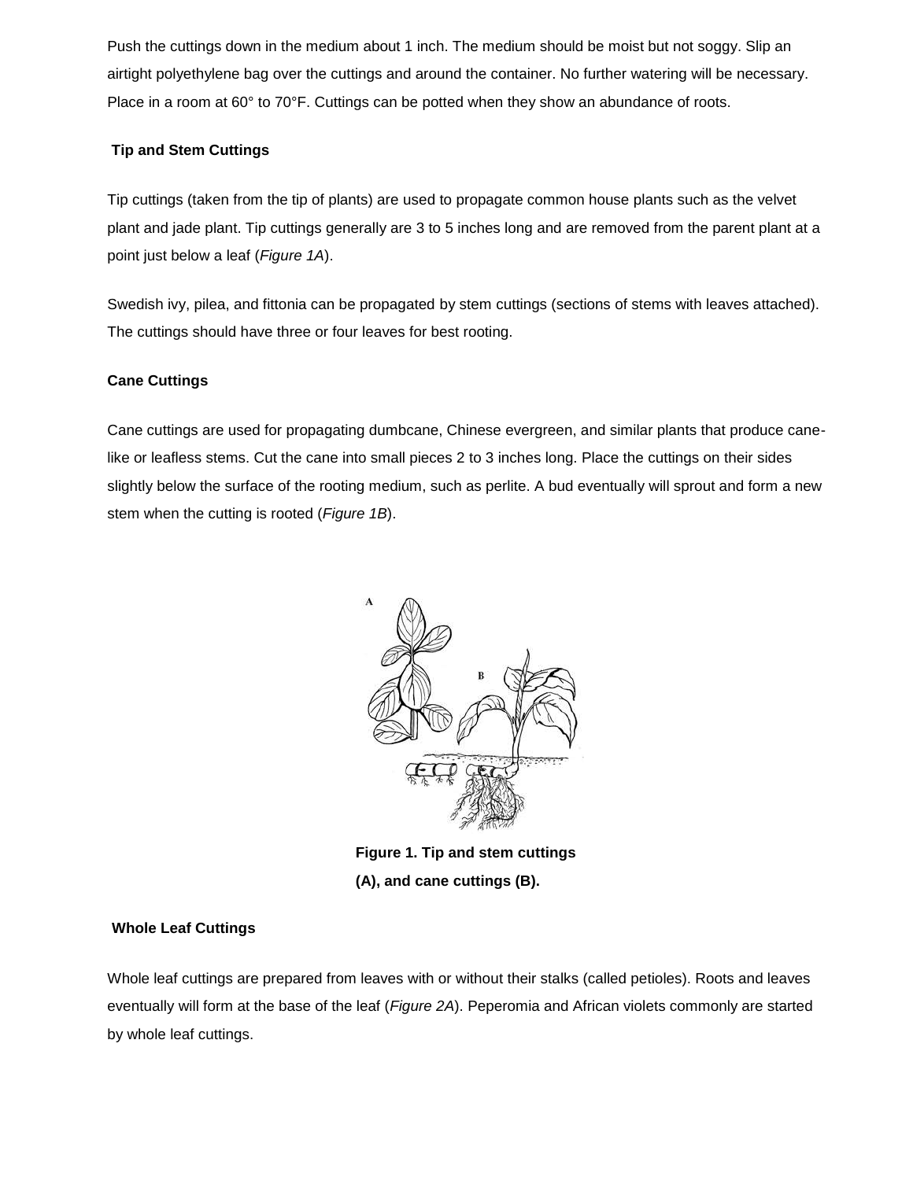Push the cuttings down in the medium about 1 inch. The medium should be moist but not soggy. Slip an airtight polyethylene bag over the cuttings and around the container. No further watering will be necessary. Place in a room at 60° to 70°F. Cuttings can be potted when they show an abundance of roots.

### Tip and Stem Cuttings

Tip cuttings (taken from the tip of plants) are used to propagate common house plants such as the velvet plant and jade plant. Tip cuttings generally are 3 to 5 inches long and are removed from the parent plant at a point just below a leaf (*Figure 1A*).

Swedish ivy, pilea, and fittonia can be propagated by stem cuttings (sections of stems with leaves attached). The cuttings should have three or four leaves for best rooting.

### Cane Cuttings

Cane cuttings are used for propagating dumbcane, Chinese evergreen, and similar plants that produce cane-like or leafless stems. Cut the cane into small pieces 2 to 3 inches long. Place the cuttings on their sides slightly below the surface of the rooting medium, such as perlite. A bud eventually will sprout and form a new stem when the cutting is rooted (*Figure 1B*).

**Figure 1. Tip and stem cuttings (A), and cane cuttings (B).**

### Whole Leaf Cuttings

Whole leaf cuttings are prepared from leaves with or without their stalks (called petioles). Roots and leaves eventually will form at the base of the leaf (*Figure 2A*). Peperomia and African violets commonly are started by whole leaf cuttings.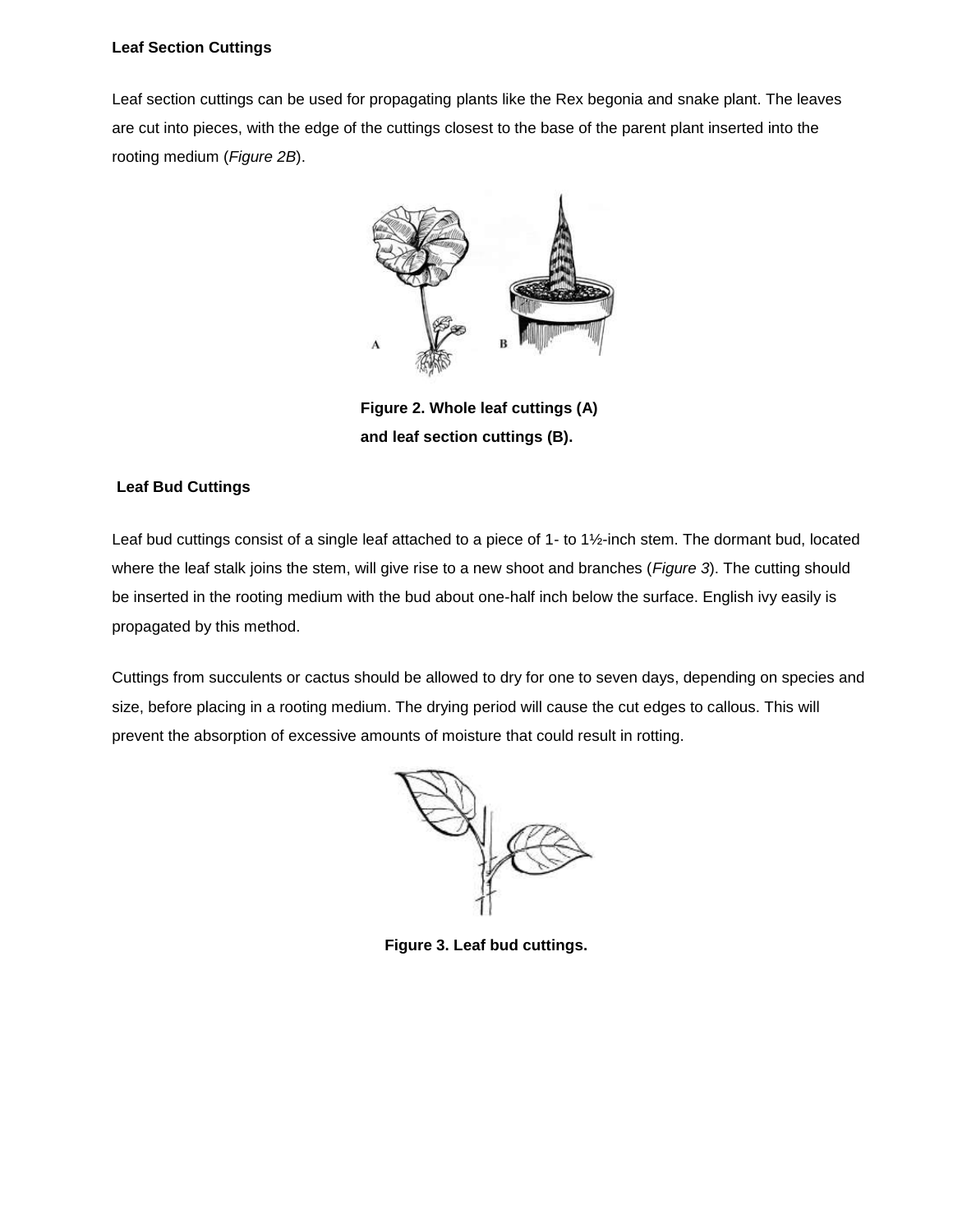**Leaf Section Cuttings**

Leaf section cuttings can be used for propagating plants like the Rex begonia and snake plant. The leaves are cut into pieces, with the edge of the cuttings closest to the base of the parent plant inserted into the rooting medium (*Figure 2B*).

A B

**Figure 2. Whole leaf cuttings (A) and leaf section cuttings (B).**

**Leaf Bud Cuttings**

Leaf bud cuttings consist of a single leaf attached to a piece of 1- to 1½-inch stem. The dormant bud, located where the leaf stalk joins the stem, will give rise to a new shoot and branches (*Figure 3*). The cutting should be inserted in the rooting medium with the bud about one-half inch below the surface. English ivy easily is propagated by this method.

Cuttings from succulents or cactus should be allowed to dry for one to seven days, depending on species and size, before placing in a rooting medium. The drying period will cause the cut edges to callous. This will prevent the absorption of excessive amounts of moisture that could result in rotting.

**Figure 3. Leaf bud cuttings.**